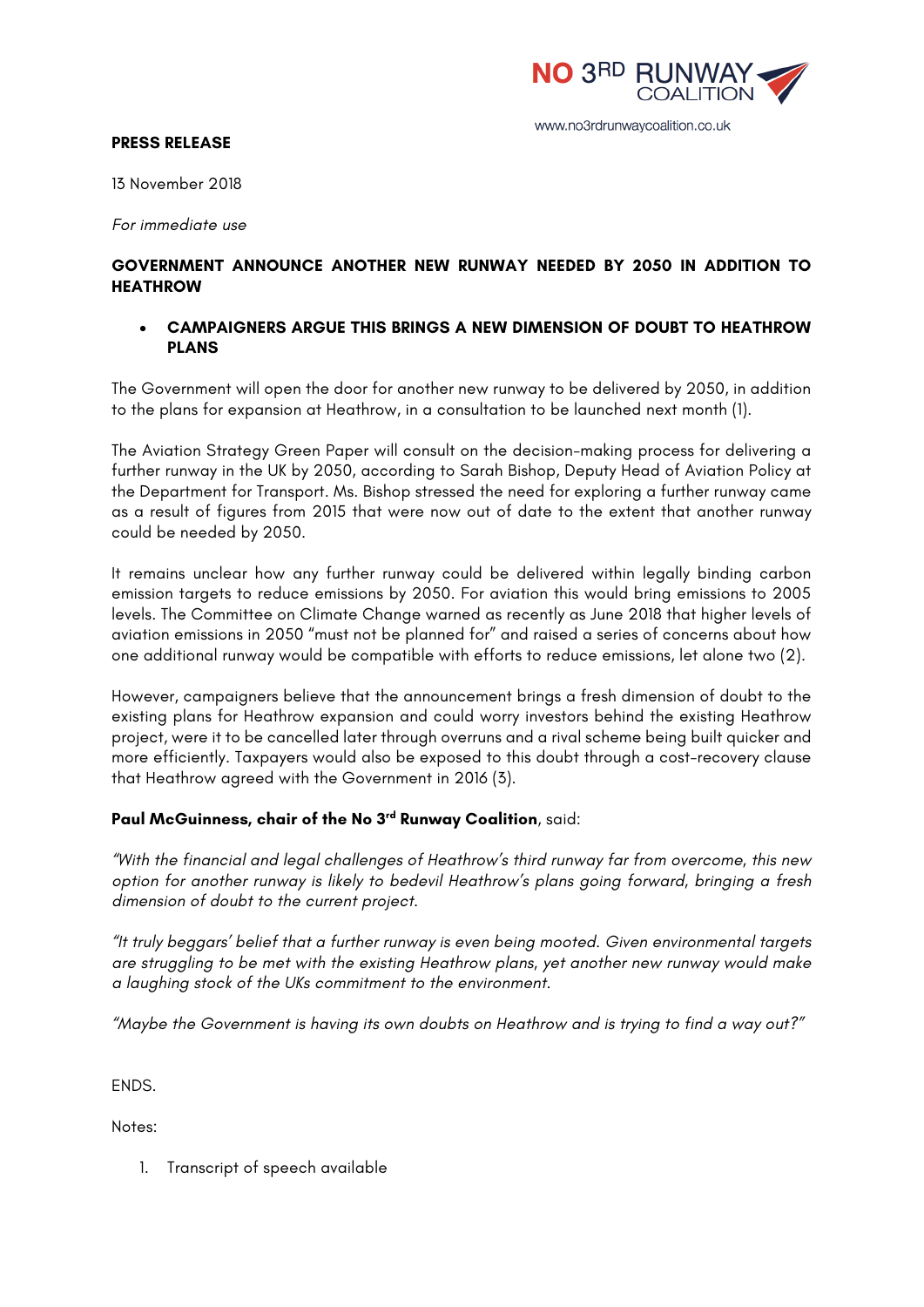NO 3RD RUNWAY COALITION

www.no3rdrunwaycoalition.co.uk

**PRESS RELEASE**

13 November 2018

*For immediate use*

## GOVERNMENT ANNOUNCE ANOTHER NEW RUNWAY NEEDED BY 2050 IN ADDITION TO HEATHROW

- **CAMPAIGNERS ARGUE THIS BRINGS A NEW DIMENSION OF DOUBT TO HEATHROW PLANS**

The Government will open the door for another new runway to be delivered by 2050, in addition to the plans for expansion at Heathrow, in a consultation to be launched next month (1).

The Aviation Strategy Green Paper will consult on the decision-making process for delivering a further runway in the UK by 2050, according to Sarah Bishop, Deputy Head of Aviation Policy at the Department for Transport. Ms. Bishop stressed the need for exploring a further runway came as a result of figures from 2015 that were now out of date to the extent that another runway could be needed by 2050.

It remains unclear how any further runway could be delivered within legally binding carbon emission targets to reduce emissions by 2050. For aviation this would bring emissions to 2005 levels. The Committee on Climate Change warned as recently as June 2018 that higher levels of aviation emissions in 2050 "must not be planned for" and raised a series of concerns about how one additional runway would be compatible with efforts to reduce emissions, let alone two (2).

However, campaigners believe that the announcement brings a fresh dimension of doubt to the existing plans for Heathrow expansion and could worry investors behind the existing Heathrow project, were it to be cancelled later through overruns and a rival scheme being built quicker and more efficiently. Taxpayers would also be exposed to this doubt through a cost-recovery clause that Heathrow agreed with the Government in 2016 (3).

**Paul McGuinness, chair of the No 3rd Runway Coalition**, said:

*"With the financial and legal challenges of Heathrow's third runway far from overcome, this new option for another runway is likely to bedevil Heathrow's plans going forward, bringing a fresh dimension of doubt to the current project.*

*"It truly beggars' belief that a further runway is even being mooted. Given environmental targets are struggling to be met with the existing Heathrow plans, yet another new runway would make a laughing stock of the UKs commitment to the environment.*

*"Maybe the Government is having its own doubts on Heathrow and is trying to find a way out?"*

ENDS.

Notes:

1. Transcript of speech available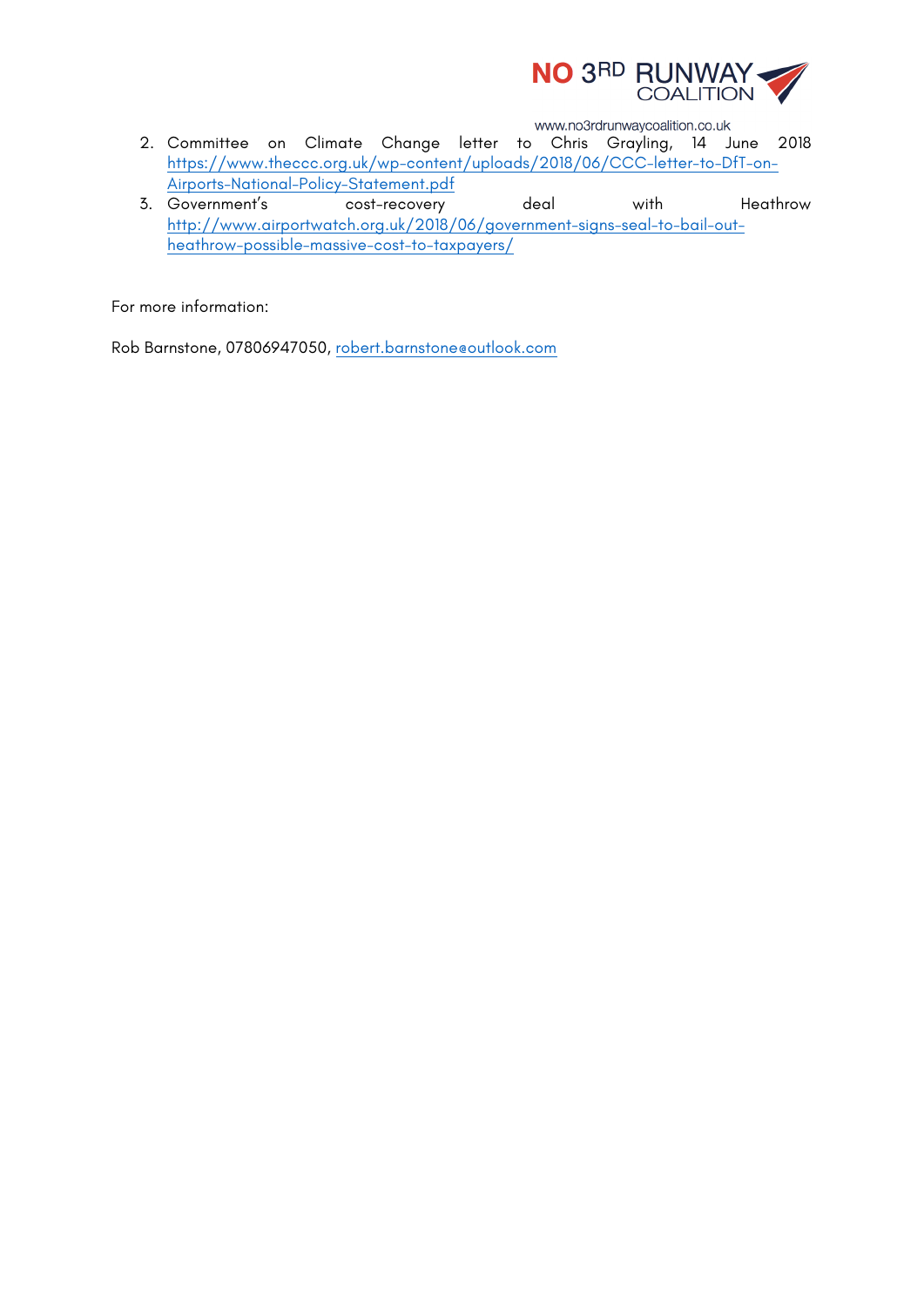2. Committee on Climate Change letter to Chris Grayling, 14 June 2018 https://www.theccc.org.uk/wp-content/uploads/2018/06/CCC-letter-to-DfT-on-Airports-National-Policy-Statement.pdf
3. Government's cost-recovery deal with Heathrow http://www.airportwatch.org.uk/2018/06/government-signs-seal-to-bail-out-heathrow-possible-massive-cost-to-taxpayers/

For more information:

Rob Barnstone, 07806947050, robert.barnstone@outlook.com